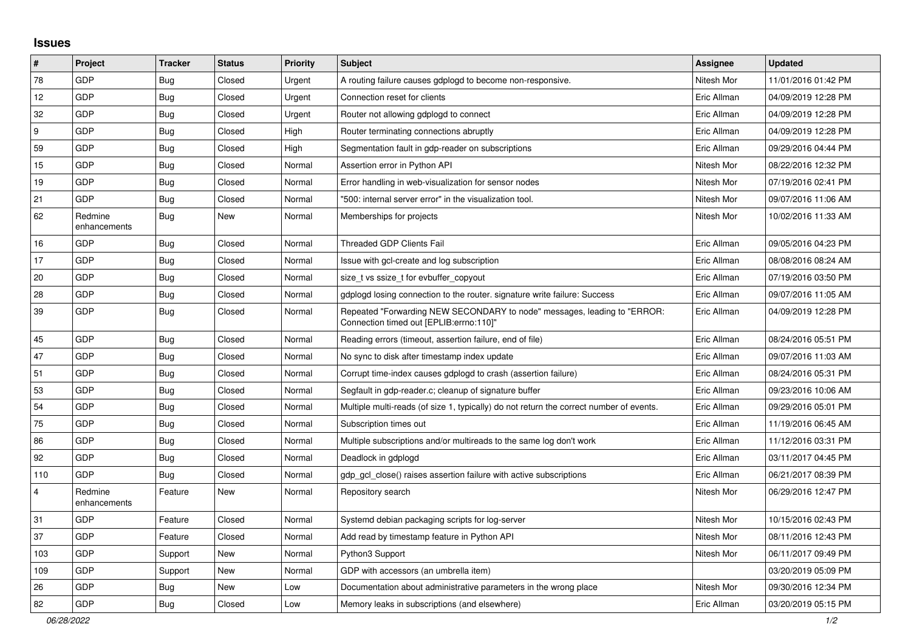## Issues

| # | Project | Tracker | Status | Priority | Subject | Assignee | Updated |
|---|---|---|---|---|---|---|---|
| 78 | GDP | Bug | Closed | Urgent | A routing failure causes gdplogd to become non-responsive. | Nitesh Mor | 11/01/2016 01:42 PM |
| 12 | GDP | Bug | Closed | Urgent | Connection reset for clients | Eric Allman | 04/09/2019 12:28 PM |
| 32 | GDP | Bug | Closed | Urgent | Router not allowing gdplogd to connect | Eric Allman | 04/09/2019 12:28 PM |
| 9 | GDP | Bug | Closed | High | Router terminating connections abruptly | Eric Allman | 04/09/2019 12:28 PM |
| 59 | GDP | Bug | Closed | High | Segmentation fault in gdp-reader on subscriptions | Eric Allman | 09/29/2016 04:44 PM |
| 15 | GDP | Bug | Closed | Normal | Assertion error in Python API | Nitesh Mor | 08/22/2016 12:32 PM |
| 19 | GDP | Bug | Closed | Normal | Error handling in web-visualization for sensor nodes | Nitesh Mor | 07/19/2016 02:41 PM |
| 21 | GDP | Bug | Closed | Normal | "500: internal server error" in the visualization tool. | Nitesh Mor | 09/07/2016 11:06 AM |
| 62 | Redmine enhancements | Bug | New | Normal | Memberships for projects | Nitesh Mor | 10/02/2016 11:33 AM |
| 16 | GDP | Bug | Closed | Normal | Threaded GDP Clients Fail | Eric Allman | 09/05/2016 04:23 PM |
| 17 | GDP | Bug | Closed | Normal | Issue with gcl-create and log subscription | Eric Allman | 08/08/2016 08:24 AM |
| 20 | GDP | Bug | Closed | Normal | size_t vs ssize_t for evbuffer_copyout | Eric Allman | 07/19/2016 03:50 PM |
| 28 | GDP | Bug | Closed | Normal | gdplogd losing connection to the router. signature write failure: Success | Eric Allman | 09/07/2016 11:05 AM |
| 39 | GDP | Bug | Closed | Normal | Repeated "Forwarding NEW SECONDARY to node" messages, leading to "ERROR: Connection timed out [EPLIB:errno:110]" | Eric Allman | 04/09/2019 12:28 PM |
| 45 | GDP | Bug | Closed | Normal | Reading errors (timeout, assertion failure, end of file) | Eric Allman | 08/24/2016 05:51 PM |
| 47 | GDP | Bug | Closed | Normal | No sync to disk after timestamp index update | Eric Allman | 09/07/2016 11:03 AM |
| 51 | GDP | Bug | Closed | Normal | Corrupt time-index causes gdplogd to crash (assertion failure) | Eric Allman | 08/24/2016 05:31 PM |
| 53 | GDP | Bug | Closed | Normal | Segfault in gdp-reader.c; cleanup of signature buffer | Eric Allman | 09/23/2016 10:06 AM |
| 54 | GDP | Bug | Closed | Normal | Multiple multi-reads (of size 1, typically) do not return the correct number of events. | Eric Allman | 09/29/2016 05:01 PM |
| 75 | GDP | Bug | Closed | Normal | Subscription times out | Eric Allman | 11/19/2016 06:45 AM |
| 86 | GDP | Bug | Closed | Normal | Multiple subscriptions and/or multireads to the same log don't work | Eric Allman | 11/12/2016 03:31 PM |
| 92 | GDP | Bug | Closed | Normal | Deadlock in gdplogd | Eric Allman | 03/11/2017 04:45 PM |
| 110 | GDP | Bug | Closed | Normal | gdp_gcl_close() raises assertion failure with active subscriptions | Eric Allman | 06/21/2017 08:39 PM |
| 4 | Redmine enhancements | Feature | New | Normal | Repository search | Nitesh Mor | 06/29/2016 12:47 PM |
| 31 | GDP | Feature | Closed | Normal | Systemd debian packaging scripts for log-server | Nitesh Mor | 10/15/2016 02:43 PM |
| 37 | GDP | Feature | Closed | Normal | Add read by timestamp feature in Python API | Nitesh Mor | 08/11/2016 12:43 PM |
| 103 | GDP | Support | New | Normal | Python3 Support | Nitesh Mor | 06/11/2017 09:49 PM |
| 109 | GDP | Support | New | Normal | GDP with accessors (an umbrella item) | | 03/20/2019 05:09 PM |
| 26 | GDP | Bug | New | Low | Documentation about administrative parameters in the wrong place | Nitesh Mor | 09/30/2016 12:34 PM |
| 82 | GDP | Bug | Closed | Low | Memory leaks in subscriptions (and elsewhere) | Eric Allman | 03/20/2019 05:15 PM |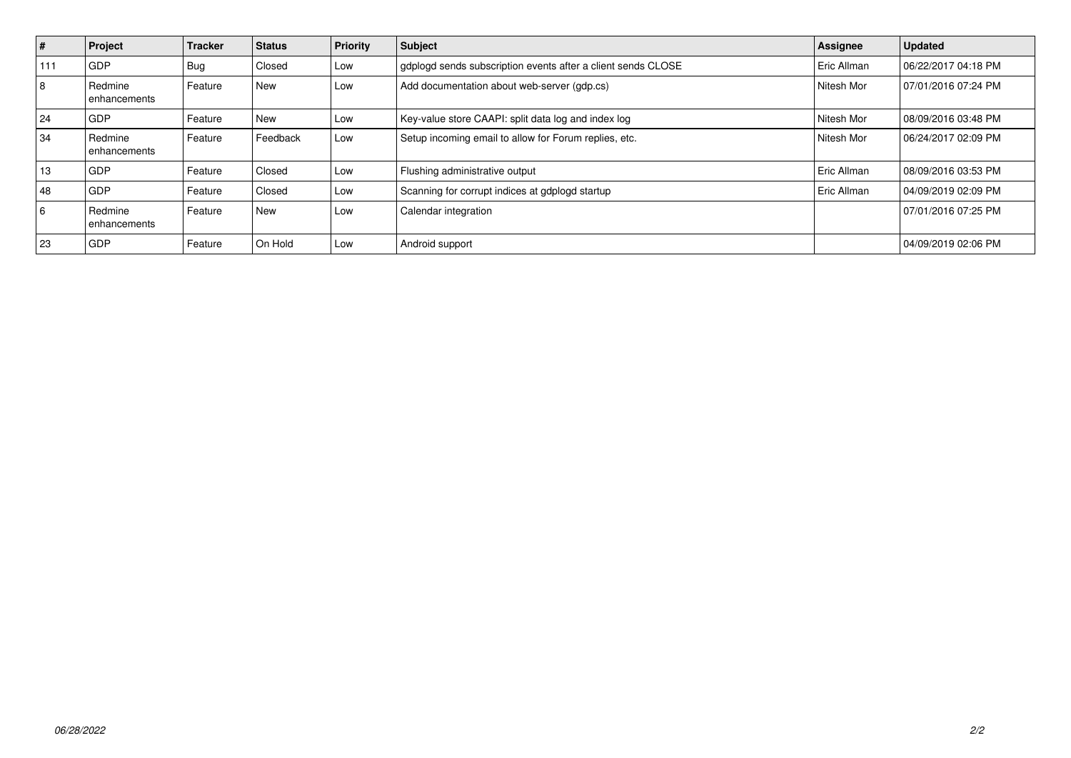| # | Project | Tracker | Status | Priority | Subject | Assignee | Updated |
|---|---|---|---|---|---|---|---|
| 111 | GDP | Bug | Closed | Low | gdplogd sends subscription events after a client sends CLOSE | Eric Allman | 06/22/2017 04:18 PM |
| 8 | Redmine enhancements | Feature | New | Low | Add documentation about web-server (gdp.cs) | Nitesh Mor | 07/01/2016 07:24 PM |
| 24 | GDP | Feature | New | Low | Key-value store CAAPI: split data log and index log | Nitesh Mor | 08/09/2016 03:48 PM |
| 34 | Redmine enhancements | Feature | Feedback | Low | Setup incoming email to allow for Forum replies, etc. | Nitesh Mor | 06/24/2017 02:09 PM |
| 13 | GDP | Feature | Closed | Low | Flushing administrative output | Eric Allman | 08/09/2016 03:53 PM |
| 48 | GDP | Feature | Closed | Low | Scanning for corrupt indices at gdplogd startup | Eric Allman | 04/09/2019 02:09 PM |
| 6 | Redmine enhancements | Feature | New | Low | Calendar integration | | 07/01/2016 07:25 PM |
| 23 | GDP | Feature | On Hold | Low | Android support | | 04/09/2019 02:06 PM |